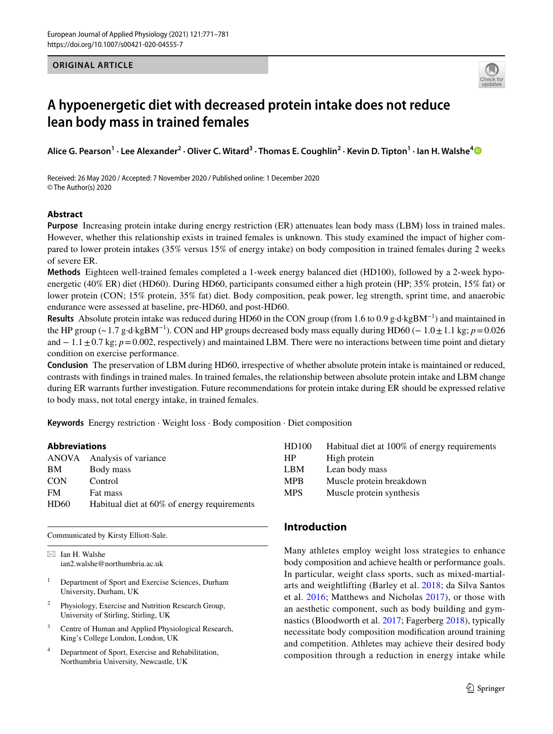ORIGINAL ARTICLE

# A hypoenergetic diet with decreased protein intake does not reduce lean body mass in trained females

**Alice G. Pearson[1] · Lee Alexander[2] · Oliver C. Witard[3] · Thomas E. Coughlin[2] · Kevin D. Tipton[1] · Ian H. Walshe[4]**

Received: 26 May 2020 / Accepted: 7 November 2020 / Published online: 1 December 2020
© The Author(s) 2020

## Abstract

**Purpose** Increasing protein intake during energy restriction (ER) attenuates lean body mass (LBM) loss in trained males. However, whether this relationship exists in trained females is unknown. This study examined the impact of higher compared to lower protein intakes (35% versus 15% of energy intake) on body composition in trained females during 2 weeks of severe ER.

**Methods** Eighteen well-trained females completed a 1-week energy balanced diet (HD100), followed by a 2-week hypoenergetic (40% ER) diet (HD60). During HD60, participants consumed either a high protein (HP; 35% protein, 15% fat) or lower protein (CON; 15% protein, 35% fat) diet. Body composition, peak power, leg strength, sprint time, and anaerobic endurance were assessed at baseline, pre-HD60, and post-HD60.

**Results** Absolute protein intake was reduced during HD60 in the CON group (from 1.6 to 0.9 $g \cdot d \cdot kgBM^{-1}$) and maintained in the HP group (~1.7 $g \cdot d \cdot kgBM^{-1}$). CON and HP groups decreased body mass equally during HD60 (−1.0 ± 1.1 kg; $p = 0.026$ and −1.1 ± 0.7 kg; $p = 0.002$, respectively) and maintained LBM. There were no interactions between time point and dietary condition on exercise performance.

**Conclusion** The preservation of LBM during HD60, irrespective of whether absolute protein intake is maintained or reduced, contrasts with findings in trained males. In trained females, the relationship between absolute protein intake and LBM change during ER warrants further investigation. Future recommendations for protein intake during ER should be expressed relative to body mass, not total energy intake, in trained females.

**Keywords** Energy restriction · Weight loss · Body composition · Diet composition

### Abbreviations

| | |
|---|---|
| ANOVA | Analysis of variance |
| BM | Body mass |
| CON | Control |
| FM | Fat mass |
| HD60 | Habitual diet at 60% of energy requirements |
| HD100 | Habitual diet at 100% of energy requirements |
| HP | High protein |
| LBM | Lean body mass |
| MPB | Muscle protein breakdown |
| MPS | Muscle protein synthesis |

Communicated by Kirsty Elliott-Sale.

✉ Ian H. Walshe
ian2.walshe@northumbria.ac.uk

1 Department of Sport and Exercise Sciences, Durham University, Durham, UK

2 Physiology, Exercise and Nutrition Research Group, University of Stirling, Stirling, UK

3 Centre of Human and Applied Physiological Research, King's College London, London, UK

4 Department of Sport, Exercise and Rehabilitation, Northumbria University, Newcastle, UK

## Introduction

Many athletes employ weight loss strategies to enhance body composition and achieve health or performance goals. In particular, weight class sports, such as mixed-martial-arts and weightlifting (Barley et al. 2018; da Silva Santos et al. 2016; Matthews and Nicholas 2017), or those with an aesthetic component, such as body building and gymnastics (Bloodworth et al. 2017; Fagerberg 2018), typically necessitate body composition modification around training and competition. Athletes may achieve their desired body composition through a reduction in energy intake while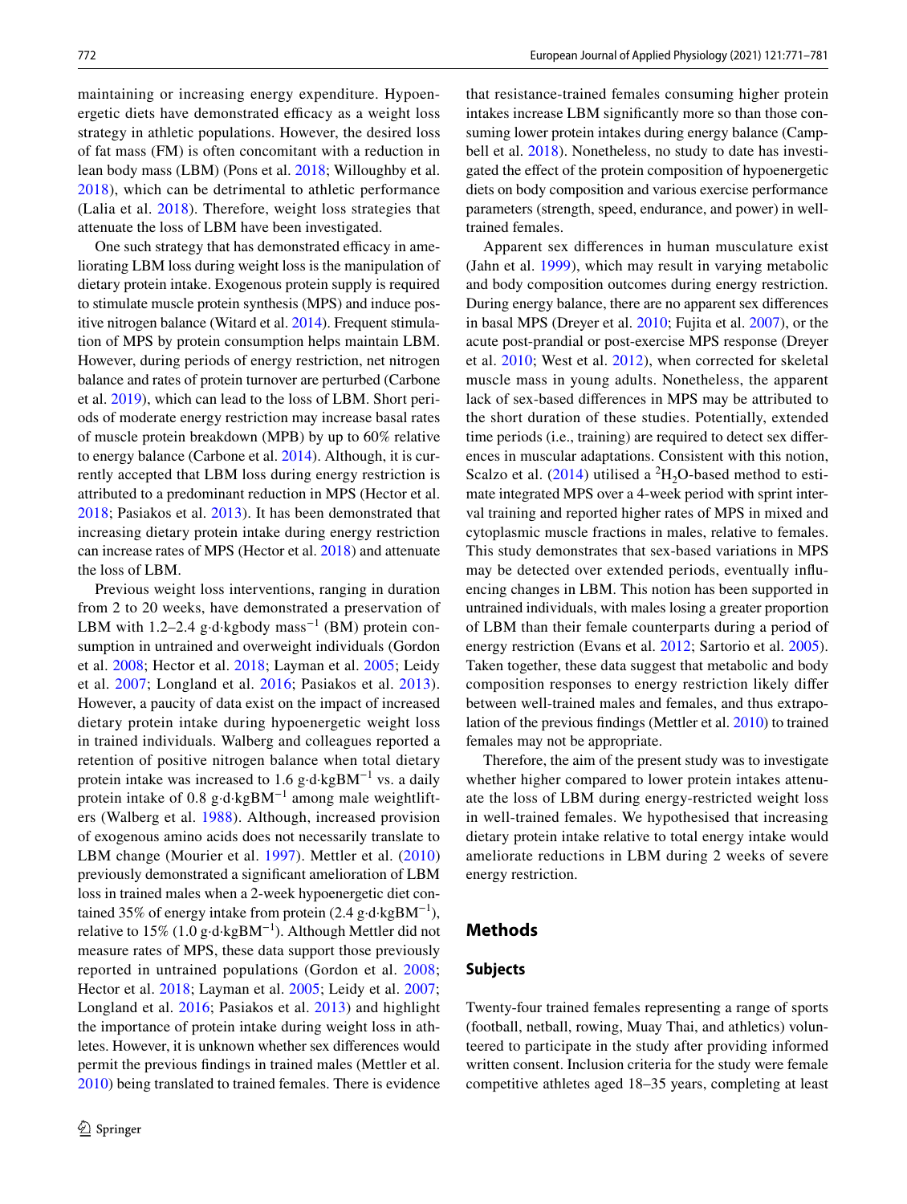maintaining or increasing energy expenditure. Hypoenergetic diets have demonstrated efficacy as a weight loss strategy in athletic populations. However, the desired loss of fat mass (FM) is often concomitant with a reduction in lean body mass (LBM) (Pons et al. 2018; Willoughby et al. 2018), which can be detrimental to athletic performance (Lalia et al. 2018). Therefore, weight loss strategies that attenuate the loss of LBM have been investigated.

One such strategy that has demonstrated efficacy in ameliorating LBM loss during weight loss is the manipulation of dietary protein intake. Exogenous protein supply is required to stimulate muscle protein synthesis (MPS) and induce positive nitrogen balance (Witard et al. 2014). Frequent stimulation of MPS by protein consumption helps maintain LBM. However, during periods of energy restriction, net nitrogen balance and rates of protein turnover are perturbed (Carbone et al. 2019), which can lead to the loss of LBM. Short periods of moderate energy restriction may increase basal rates of muscle protein breakdown (MPB) by up to 60% relative to energy balance (Carbone et al. 2014). Although, it is currently accepted that LBM loss during energy restriction is attributed to a predominant reduction in MPS (Hector et al. 2018; Pasiakos et al. 2013). It has been demonstrated that increasing dietary protein intake during energy restriction can increase rates of MPS (Hector et al. 2018) and attenuate the loss of LBM.

Previous weight loss interventions, ranging in duration from 2 to 20 weeks, have demonstrated a preservation of LBM with 1.2–2.4 g·d·kgbody mass$^{-1}$ (BM) protein consumption in untrained and overweight individuals (Gordon et al. 2008; Hector et al. 2018; Layman et al. 2005; Leidy et al. 2007; Longland et al. 2016; Pasiakos et al. 2013). However, a paucity of data exist on the impact of increased dietary protein intake during hypoenergetic weight loss in trained individuals. Walberg and colleagues reported a retention of positive nitrogen balance when total dietary protein intake was increased to 1.6 g·d·kgBM$^{-1}$ vs. a daily protein intake of 0.8 g·d·kgBM$^{-1}$ among male weightlifters (Walberg et al. 1988). Although, increased provision of exogenous amino acids does not necessarily translate to LBM change (Mourier et al. 1997). Mettler et al. (2010) previously demonstrated a significant amelioration of LBM loss in trained males when a 2-week hypoenergetic diet contained 35% of energy intake from protein (2.4 g·d·kgBM$^{-1}$), relative to 15% (1.0 g·d·kgBM$^{-1}$). Although Mettler did not measure rates of MPS, these data support those previously reported in untrained populations (Gordon et al. 2008; Hector et al. 2018; Layman et al. 2005; Leidy et al. 2007; Longland et al. 2016; Pasiakos et al. 2013) and highlight the importance of protein intake during weight loss in athletes. However, it is unknown whether sex differences would permit the previous findings in trained males (Mettler et al. 2010) being translated to trained females. There is evidence that resistance-trained females consuming higher protein intakes increase LBM significantly more so than those consuming lower protein intakes during energy balance (Campbell et al. 2018). Nonetheless, no study to date has investigated the effect of the protein composition of hypoenergetic diets on body composition and various exercise performance parameters (strength, speed, endurance, and power) in well-trained females.

Apparent sex differences in human musculature exist (Jahn et al. 1999), which may result in varying metabolic and body composition outcomes during energy restriction. During energy balance, there are no apparent sex differences in basal MPS (Dreyer et al. 2010; Fujita et al. 2007), or the acute post-prandial or post-exercise MPS response (Dreyer et al. 2010; West et al. 2012), when corrected for skeletal muscle mass in young adults. Nonetheless, the apparent lack of sex-based differences in MPS may be attributed to the short duration of these studies. Potentially, extended time periods (i.e., training) are required to detect sex differences in muscular adaptations. Consistent with this notion, Scalzo et al. (2014) utilised a $^{2}H_2O$-based method to estimate integrated MPS over a 4-week period with sprint interval training and reported higher rates of MPS in mixed and cytoplasmic muscle fractions in males, relative to females. This study demonstrates that sex-based variations in MPS may be detected over extended periods, eventually influencing changes in LBM. This notion has been supported in untrained individuals, with males losing a greater proportion of LBM than their female counterparts during a period of energy restriction (Evans et al. 2012; Sartorio et al. 2005). Taken together, these data suggest that metabolic and body composition responses to energy restriction likely differ between well-trained males and females, and thus extrapolation of the previous findings (Mettler et al. 2010) to trained females may not be appropriate.

Therefore, the aim of the present study was to investigate whether higher compared to lower protein intakes attenuate the loss of LBM during energy-restricted weight loss in well-trained females. We hypothesised that increasing dietary protein intake relative to total energy intake would ameliorate reductions in LBM during 2 weeks of severe energy restriction.

## Methods

### Subjects

Twenty-four trained females representing a range of sports (football, netball, rowing, Muay Thai, and athletics) volunteered to participate in the study after providing informed written consent. Inclusion criteria for the study were female competitive athletes aged 18–35 years, completing at least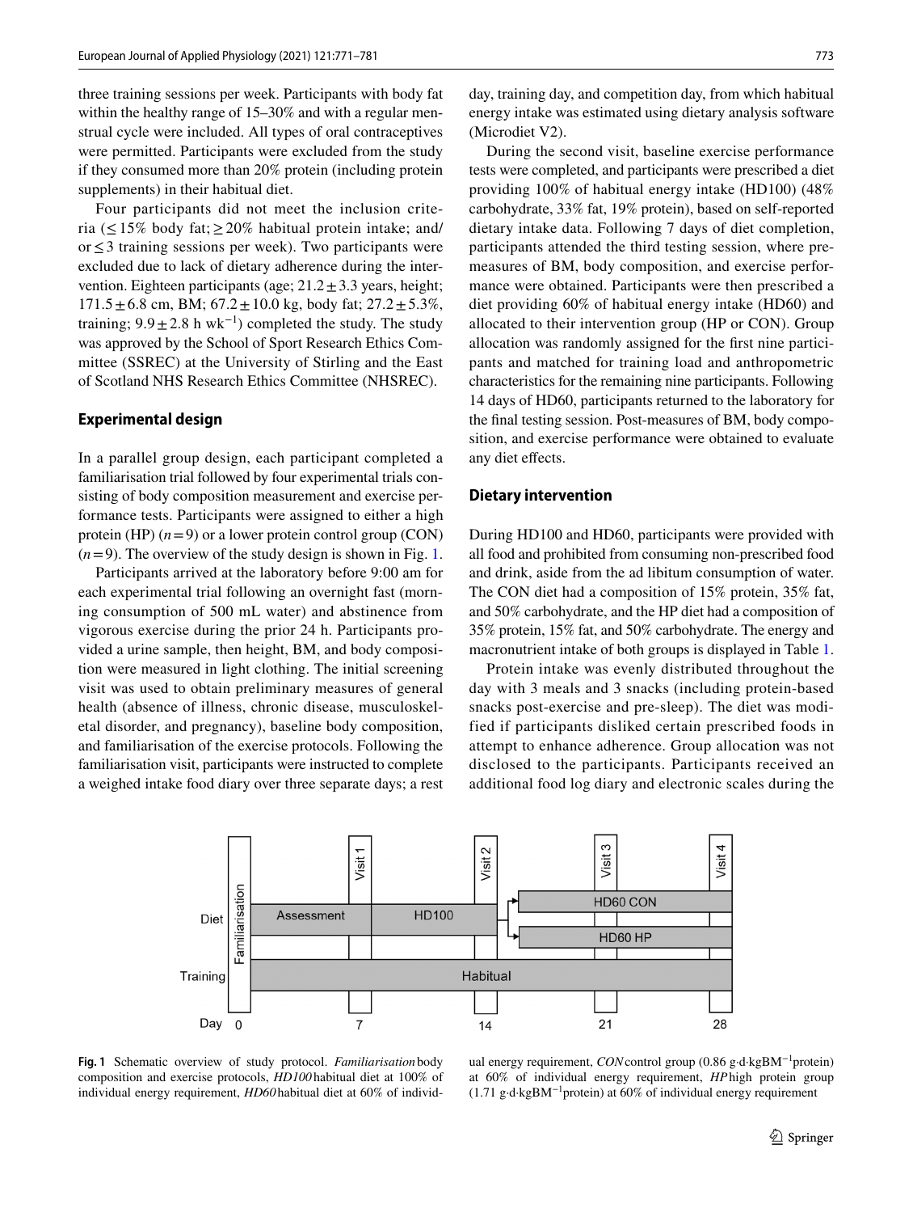three training sessions per week. Participants with body fat within the healthy range of 15–30% and with a regular menstrual cycle were included. All types of oral contraceptives were permitted. Participants were excluded from the study if they consumed more than 20% protein (including protein supplements) in their habitual diet.

Four participants did not meet the inclusion criteria ($\leq 15\%$ body fat; $\geq 20\%$ habitual protein intake; and/or $\leq 3$ training sessions per week). Two participants were excluded due to lack of dietary adherence during the intervention. Eighteen participants (age; $21.2 \pm 3.3$ years, height; $171.5 \pm 6.8$ cm, BM; $67.2 \pm 10.0$ kg, body fat; $27.2 \pm 5.3\%$, training; $9.9 \pm 2.8$ h $wk^{-1}$) completed the study. The study was approved by the School of Sport Research Ethics Committee (SSREC) at the University of Stirling and the East of Scotland NHS Research Ethics Committee (NHSREC).

## Experimental design

In a parallel group design, each participant completed a familiarisation trial followed by four experimental trials consisting of body composition measurement and exercise performance tests. Participants were assigned to either a high protein (HP) ($n = 9$) or a lower protein control group (CON) ($n = 9$). The overview of the study design is shown in Fig. 1.

Participants arrived at the laboratory before 9:00 am for each experimental trial following an overnight fast (morning consumption of 500 mL water) and abstinence from vigorous exercise during the prior 24 h. Participants provided a urine sample, then height, BM, and body composition were measured in light clothing. The initial screening visit was used to obtain preliminary measures of general health (absence of illness, chronic disease, musculoskeletal disorder, and pregnancy), baseline body composition, and familiarisation of the exercise protocols. Following the familiarisation visit, participants were instructed to complete a weighed intake food diary over three separate days; a rest day, training day, and competition day, from which habitual energy intake was estimated using dietary analysis software (Microdiet V2).

During the second visit, baseline exercise performance tests were completed, and participants were prescribed a diet providing 100% of habitual energy intake (HD100) (48% carbohydrate, 33% fat, 19% protein), based on self-reported dietary intake data. Following 7 days of diet completion, participants attended the third testing session, where pre-measures of BM, body composition, and exercise performance were obtained. Participants were then prescribed a diet providing 60% of habitual energy intake (HD60) and allocated to their intervention group (HP or CON). Group allocation was randomly assigned for the first nine participants and matched for training load and anthropometric characteristics for the remaining nine participants. Following 14 days of HD60, participants returned to the laboratory for the final testing session. Post-measures of BM, body composition, and exercise performance were obtained to evaluate any diet effects.

## Dietary intervention

During HD100 and HD60, participants were provided with all food and prohibited from consuming non-prescribed food and drink, aside from the ad libitum consumption of water. The CON diet had a composition of 15% protein, 35% fat, and 50% carbohydrate, and the HP diet had a composition of 35% protein, 15% fat, and 50% carbohydrate. The energy and macronutrient intake of both groups is displayed in Table 1.

Protein intake was evenly distributed throughout the day with 3 meals and 3 snacks (including protein-based snacks post-exercise and pre-sleep). The diet was modified if participants disliked certain prescribed foods in attempt to enhance adherence. Group allocation was not disclosed to the participants. Participants received an additional food log diary and electronic scales during the

**Fig. 1** Schematic overview of study protocol. *Familiarisation* body composition and exercise protocols, *HD100* habitual diet at 100% of individual energy requirement, *HD60* habitual diet at 60% of individual energy requirement, *CON* control group (0.86 g·d·kgBM$^{-1}$protein) at 60% of individual energy requirement, *HP* high protein group (1.71 g·d·kgBM$^{-1}$protein) at 60% of individual energy requirement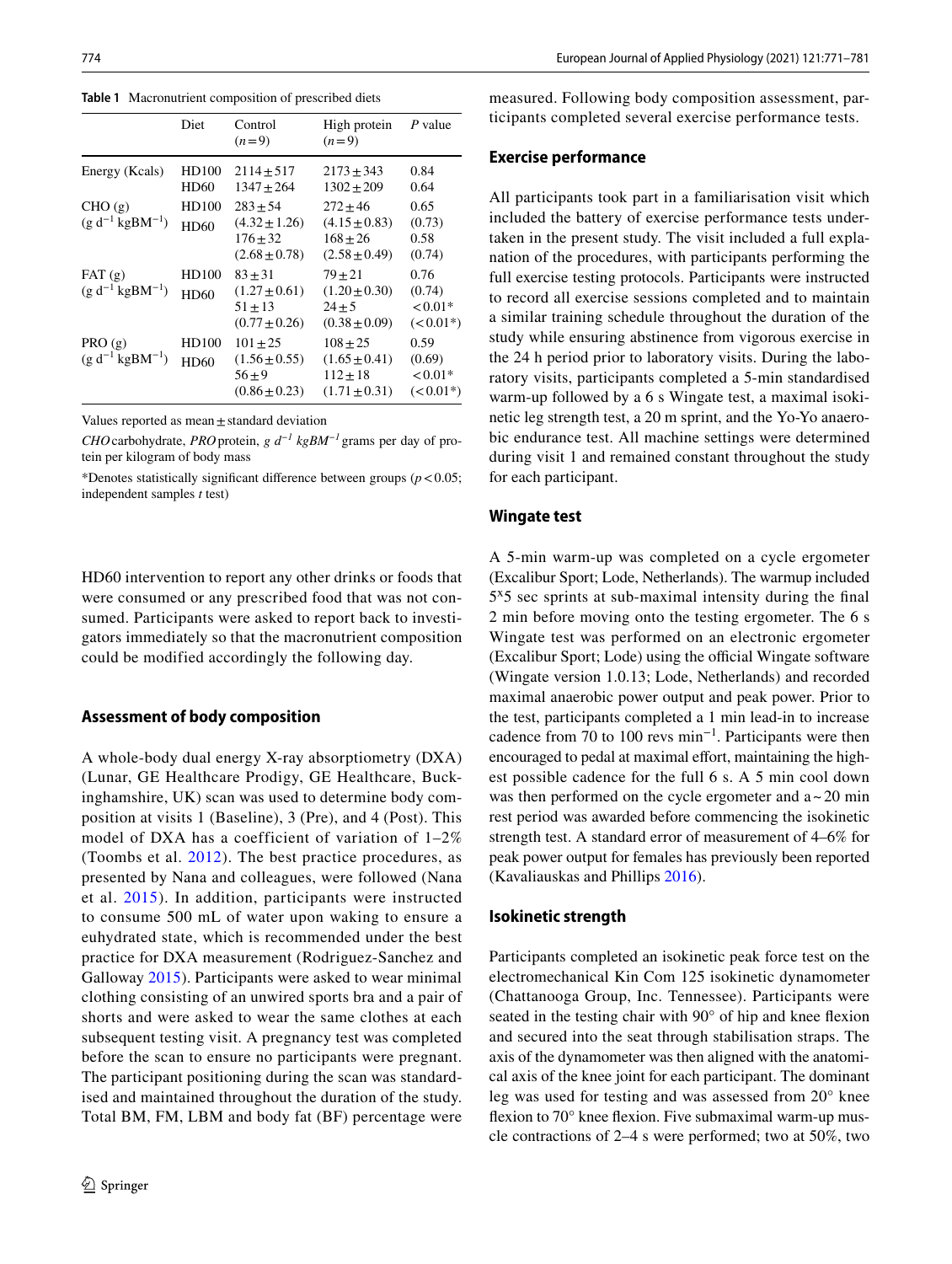**Table 1** Macronutrient composition of prescribed diets

| | Diet | Control ($n$=9) | High protein ($n$=9) | $P$ value |
|---|---|---|---|---|
| Energy (Kcals) | HD100 | 2114 ± 517 | 2173 ± 343 | 0.84 |
| | HD60 | 1347 ± 264 | 1302 ± 209 | 0.64 |
| CHO (g) ($g\ d^{-1}\ kgBM^{-1}$) | HD100 | 283 ± 54 (4.32 ± 1.26) | 272 ± 46 (4.15 ± 0.83) | 0.65 (0.73) |
| | HD60 | 176 ± 32 (2.68 ± 0.78) | 168 ± 26 (2.58 ± 0.49) | 0.58 (0.74) |
| FAT (g) ($g\ d^{-1}\ kgBM^{-1}$) | HD100 | 83 ± 31 (1.27 ± 0.61) | 79 ± 21 (1.20 ± 0.30) | 0.76 (0.74) |
| | HD60 | 51 ± 13 (0.77 ± 0.26) | 24 ± 5 (0.38 ± 0.09) | < 0.01* (< 0.01*) |
| PRO (g) ($g\ d^{-1}\ kgBM^{-1}$) | HD100 | 101 ± 25 (1.56 ± 0.55) | 108 ± 25 (1.65 ± 0.41) | 0.59 (0.69) |
| | HD60 | 56 ± 9 (0.86 ± 0.23) | 112 ± 18 (1.71 ± 0.31) | < 0.01* (< 0.01*) |

Values reported as mean ± standard deviation

*CHO* carbohydrate, *PRO* protein, $g\ d^{-1}\ kgBM^{-1}$ grams per day of protein per kilogram of body mass

*Denotes statistically significant difference between groups ($p$ < 0.05; independent samples $t$ test)

HD60 intervention to report any other drinks or foods that were consumed or any prescribed food that was not consumed. Participants were asked to report back to investigators immediately so that the macronutrient composition could be modified accordingly the following day.

### Assessment of body composition

A whole-body dual energy X-ray absorptiometry (DXA) (Lunar, GE Healthcare Prodigy, GE Healthcare, Buckinghamshire, UK) scan was used to determine body composition at visits 1 (Baseline), 3 (Pre), and 4 (Post). This model of DXA has a coefficient of variation of 1–2% (Toombs et al. 2012). The best practice procedures, as presented by Nana and colleagues, were followed (Nana et al. 2015). In addition, participants were instructed to consume 500 mL of water upon waking to ensure a euhydrated state, which is recommended under the best practice for DXA measurement (Rodriguez-Sanchez and Galloway 2015). Participants were asked to wear minimal clothing consisting of an unwired sports bra and a pair of shorts and were asked to wear the same clothes at each subsequent testing visit. A pregnancy test was completed before the scan to ensure no participants were pregnant. The participant positioning during the scan was standardised and maintained throughout the duration of the study. Total BM, FM, LBM and body fat (BF) percentage were measured. Following body composition assessment, participants completed several exercise performance tests.

### Exercise performance

All participants took part in a familiarisation visit which included the battery of exercise performance tests undertaken in the present study. The visit included a full explanation of the procedures, with participants performing the full exercise testing protocols. Participants were instructed to record all exercise sessions completed and to maintain a similar training schedule throughout the duration of the study while ensuring abstinence from vigorous exercise in the 24 h period prior to laboratory visits. During the laboratory visits, participants completed a 5-min standardised warm-up followed by a 6 s Wingate test, a maximal isokinetic leg strength test, a 20 m sprint, and the Yo-Yo anaerobic endurance test. All machine settings were determined during visit 1 and remained constant throughout the study for each participant.

### Wingate test

A 5-min warm-up was completed on a cycle ergometer (Excalibur Sport; Lode, Netherlands). The warmup included $5^{x}5$ sec sprints at sub-maximal intensity during the final 2 min before moving onto the testing ergometer. The 6 s Wingate test was performed on an electronic ergometer (Excalibur Sport; Lode) using the official Wingate software (Wingate version 1.0.13; Lode, Netherlands) and recorded maximal anaerobic power output and peak power. Prior to the test, participants completed a 1 min lead-in to increase cadence from 70 to 100 revs $min^{-1}$. Participants were then encouraged to pedal at maximal effort, maintaining the highest possible cadence for the full 6 s. A 5 min cool down was then performed on the cycle ergometer and a ~ 20 min rest period was awarded before commencing the isokinetic strength test. A standard error of measurement of 4–6% for peak power output for females has previously been reported (Kavaliauskas and Phillips 2016).

### Isokinetic strength

Participants completed an isokinetic peak force test on the electromechanical Kin Com 125 isokinetic dynamometer (Chattanooga Group, Inc. Tennessee). Participants were seated in the testing chair with 90° of hip and knee flexion and secured into the seat through stabilisation straps. The axis of the dynamometer was then aligned with the anatomical axis of the knee joint for each participant. The dominant leg was used for testing and was assessed from 20° knee flexion to 70° knee flexion. Five submaximal warm-up muscle contractions of 2–4 s were performed; two at 50%, two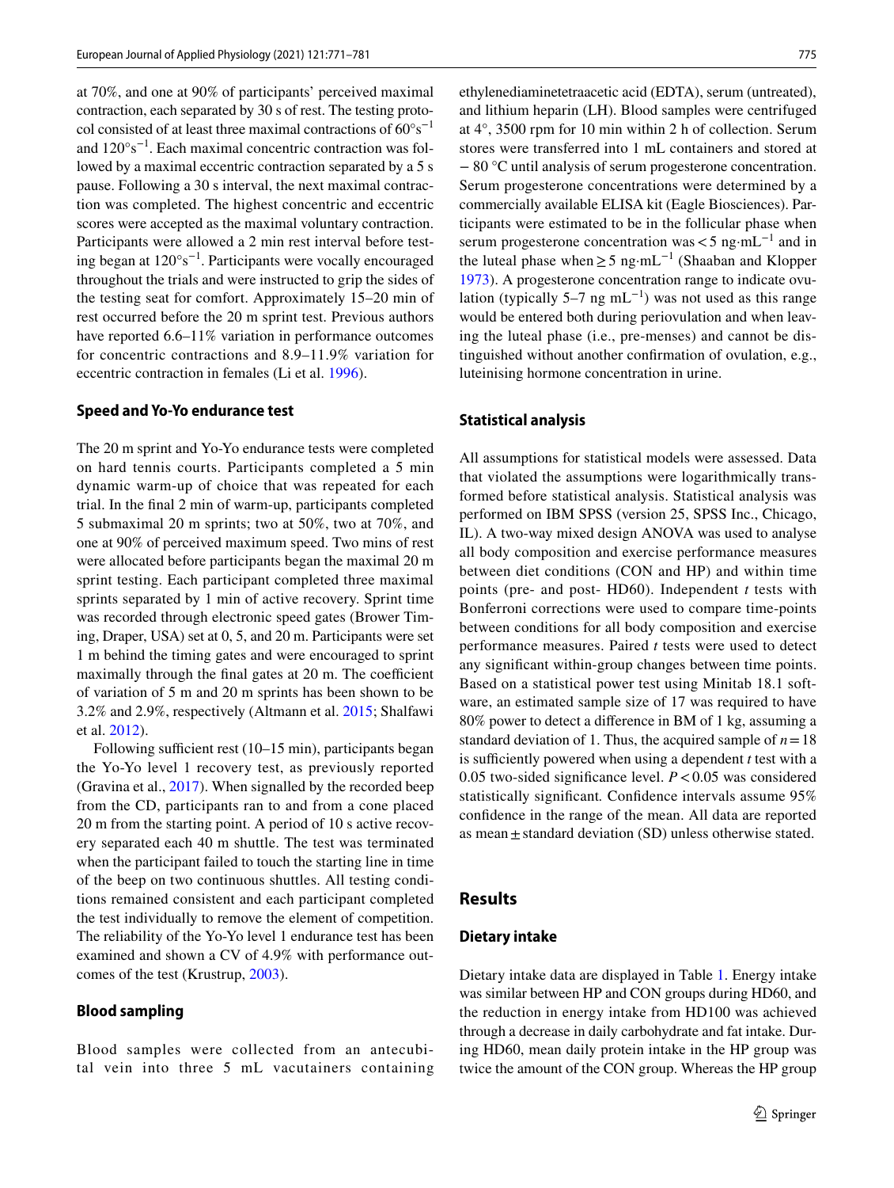at 70%, and one at 90% of participants' perceived maximal contraction, each separated by 30 s of rest. The testing protocol consisted of at least three maximal contractions of $60°s^{-1}$ and $120°s^{-1}$. Each maximal concentric contraction was followed by a maximal eccentric contraction separated by a 5 s pause. Following a 30 s interval, the next maximal contraction was completed. The highest concentric and eccentric scores were accepted as the maximal voluntary contraction. Participants were allowed a 2 min rest interval before testing began at $120°s^{-1}$. Participants were vocally encouraged throughout the trials and were instructed to grip the sides of the testing seat for comfort. Approximately 15–20 min of rest occurred before the 20 m sprint test. Previous authors have reported 6.6–11% variation in performance outcomes for concentric contractions and 8.9–11.9% variation for eccentric contraction in females (Li et al. 1996).

### Speed and Yo-Yo endurance test

The 20 m sprint and Yo-Yo endurance tests were completed on hard tennis courts. Participants completed a 5 min dynamic warm-up of choice that was repeated for each trial. In the final 2 min of warm-up, participants completed 5 submaximal 20 m sprints; two at 50%, two at 70%, and one at 90% of perceived maximum speed. Two mins of rest were allocated before participants began the maximal 20 m sprint testing. Each participant completed three maximal sprints separated by 1 min of active recovery. Sprint time was recorded through electronic speed gates (Brower Timing, Draper, USA) set at 0, 5, and 20 m. Participants were set 1 m behind the timing gates and were encouraged to sprint maximally through the final gates at 20 m. The coefficient of variation of 5 m and 20 m sprints has been shown to be 3.2% and 2.9%, respectively (Altmann et al. 2015; Shalfawi et al. 2012).

Following sufficient rest (10–15 min), participants began the Yo-Yo level 1 recovery test, as previously reported (Gravina et al., 2017). When signalled by the recorded beep from the CD, participants ran to and from a cone placed 20 m from the starting point. A period of 10 s active recovery separated each 40 m shuttle. The test was terminated when the participant failed to touch the starting line in time of the beep on two continuous shuttles. All testing conditions remained consistent and each participant completed the test individually to remove the element of competition. The reliability of the Yo-Yo level 1 endurance test has been examined and shown a CV of 4.9% with performance outcomes of the test (Krustrup, 2003).

### Blood sampling

Blood samples were collected from an antecubital vein into three 5 mL vacutainers containing ethylenediaminetetraacetic acid (EDTA), serum (untreated), and lithium heparin (LH). Blood samples were centrifuged at 4°, 3500 rpm for 10 min within 2 h of collection. Serum stores were transferred into 1 mL containers and stored at − 80 °C until analysis of serum progesterone concentration. Serum progesterone concentrations were determined by a commercially available ELISA kit (Eagle Biosciences). Participants were estimated to be in the follicular phase when serum progesterone concentration was $< 5$ ng·mL$^{-1}$ and in the luteal phase when $\geq 5$ ng·mL$^{-1}$ (Shaaban and Klopper 1973). A progesterone concentration range to indicate ovulation (typically 5–7 ng mL$^{-1}$) was not used as this range would be entered both during periovulation and when leaving the luteal phase (i.e., pre-menses) and cannot be distinguished without another confirmation of ovulation, e.g., luteinising hormone concentration in urine.

### Statistical analysis

All assumptions for statistical models were assessed. Data that violated the assumptions were logarithmically transformed before statistical analysis. Statistical analysis was performed on IBM SPSS (version 25, SPSS Inc., Chicago, IL). A two-way mixed design ANOVA was used to analyse all body composition and exercise performance measures between diet conditions (CON and HP) and within time points (pre- and post- HD60). Independent *t* tests with Bonferroni corrections were used to compare time-points between conditions for all body composition and exercise performance measures. Paired *t* tests were used to detect any significant within-group changes between time points. Based on a statistical power test using Minitab 18.1 software, an estimated sample size of 17 was required to have 80% power to detect a difference in BM of 1 kg, assuming a standard deviation of 1. Thus, the acquired sample of $n = 18$ is sufficiently powered when using a dependent *t* test with a 0.05 two-sided significance level. $P < 0.05$ was considered statistically significant. Confidence intervals assume 95% confidence in the range of the mean. All data are reported as mean ± standard deviation (SD) unless otherwise stated.

## Results

### Dietary intake

Dietary intake data are displayed in Table 1. Energy intake was similar between HP and CON groups during HD60, and the reduction in energy intake from HD100 was achieved through a decrease in daily carbohydrate and fat intake. During HD60, mean daily protein intake in the HP group was twice the amount of the CON group. Whereas the HP group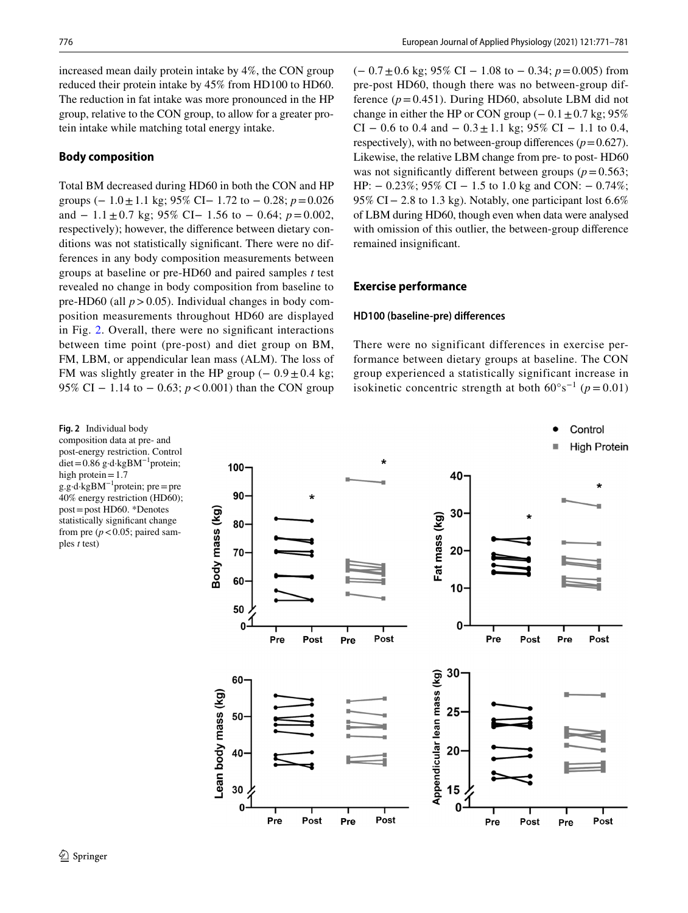increased mean daily protein intake by 4%, the CON group reduced their protein intake by 45% from HD100 to HD60. The reduction in fat intake was more pronounced in the HP group, relative to the CON group, to allow for a greater protein intake while matching total energy intake.

### Body composition

Total BM decreased during HD60 in both the CON and HP groups (− 1.0 ± 1.1 kg; 95% CI− 1.72 to − 0.28; $p=0.026$ and − 1.1 ± 0.7 kg; 95% CI− 1.56 to − 0.64; $p=0.002$, respectively); however, the difference between dietary conditions was not statistically significant. There were no differences in any body composition measurements between groups at baseline or pre-HD60 and paired samples *t* test revealed no change in body composition from baseline to pre-HD60 (all $p>0.05$). Individual changes in body composition measurements throughout HD60 are displayed in Fig. 2. Overall, there were no significant interactions between time point (pre-post) and diet group on BM, FM, LBM, or appendicular lean mass (ALM). The loss of FM was slightly greater in the HP group (− 0.9 ± 0.4 kg; 95% CI − 1.14 to − 0.63; $p<0.001$) than the CON group (− 0.7 ± 0.6 kg; 95% CI − 1.08 to − 0.34; $p=0.005$) from pre-post HD60, though there was no between-group difference ($p=0.451$). During HD60, absolute LBM did not change in either the HP or CON group (− 0.1 ± 0.7 kg; 95% CI − 0.6 to 0.4 and − 0.3 ± 1.1 kg; 95% CI − 1.1 to 0.4, respectively), with no between-group differences ($p=0.627$). Likewise, the relative LBM change from pre- to post- HD60 was not significantly different between groups ($p=0.563$; HP: − 0.23%; 95% CI − 1.5 to 1.0 kg and CON: − 0.74%; 95% CI − 2.8 to 1.3 kg). Notably, one participant lost 6.6% of LBM during HD60, though even when data were analysed with omission of this outlier, the between-group difference remained insignificant.

### Exercise performance

#### HD100 (baseline-pre) differences

There were no significant differences in exercise performance between dietary groups at baseline. The CON group experienced a statistically significant increase in isokinetic concentric strength at both $60°s^{-1}$ ($p=0.01$)

**Fig. 2** Individual body composition data at pre- and post-energy restriction. Control diet = 0.86 g·d·kgBM$^{-1}$protein; high protein = 1.7 g.g·d·kgBM$^{-1}$protein; pre = pre 40% energy restriction (HD60); post = post HD60. *Denotes statistically significant change from pre ($p<0.05$; paired samples *t* test)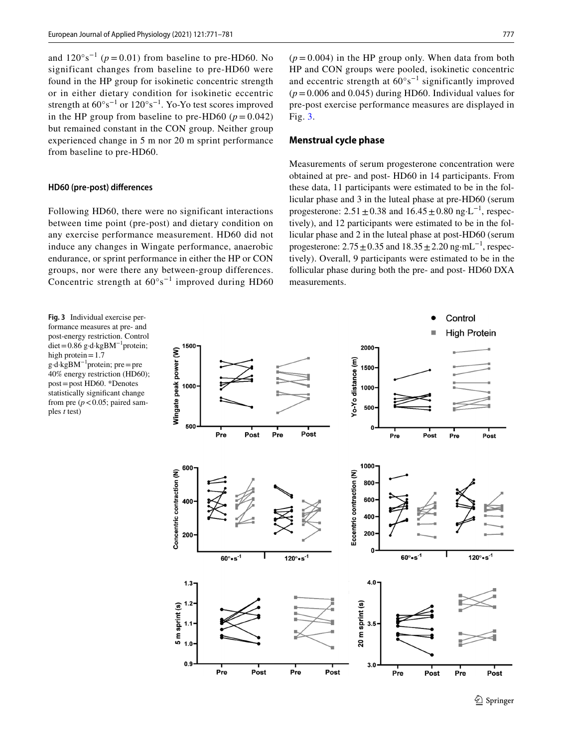and $120°s^{-1}$ ($p = 0.01$) from baseline to pre-HD60. No significant changes from baseline to pre-HD60 were found in the HP group for isokinetic concentric strength or in either dietary condition for isokinetic eccentric strength at $60°s^{-1}$ or $120°s^{-1}$. Yo-Yo test scores improved in the HP group from baseline to pre-HD60 ($p = 0.042$) but remained constant in the CON group. Neither group experienced change in 5 m nor 20 m sprint performance from baseline to pre-HD60.

#### HD60 (pre-post) differences

Following HD60, there were no significant interactions between time point (pre-post) and dietary condition on any exercise performance measurement. HD60 did not induce any changes in Wingate performance, anaerobic endurance, or sprint performance in either the HP or CON groups, nor were there any between-group differences. Concentric strength at $60°s^{-1}$ improved during HD60 ($p = 0.004$) in the HP group only. When data from both HP and CON groups were pooled, isokinetic concentric and eccentric strength at $60°s^{-1}$ significantly improved ($p = 0.006$ and 0.045) during HD60. Individual values for pre-post exercise performance measures are displayed in Fig. 3.

### Menstrual cycle phase

Measurements of serum progesterone concentration were obtained at pre- and post- HD60 in 14 participants. From these data, 11 participants were estimated to be in the follicular phase and 3 in the luteal phase at pre-HD60 (serum progesterone: $2.51 \pm 0.38$ and $16.45 \pm 0.80$ ng·L$^{-1}$, respectively), and 12 participants were estimated to be in the follicular phase and 2 in the luteal phase at post-HD60 (serum progesterone: $2.75 \pm 0.35$ and $18.35 \pm 2.20$ ng·mL$^{-1}$, respectively). Overall, 9 participants were estimated to be in the follicular phase during both the pre- and post- HD60 DXA measurements.

**Fig. 3** Individual exercise performance measures at pre- and post-energy restriction. Control diet = 0.86 g·d·kgBM$^{-1}$protein; high protein = 1.7 g·d·kgBM$^{-1}$protein; pre = pre 40% energy restriction (HD60); post = post HD60. *Denotes statistically significant change from pre ($p < 0.05$; paired samples *t* test)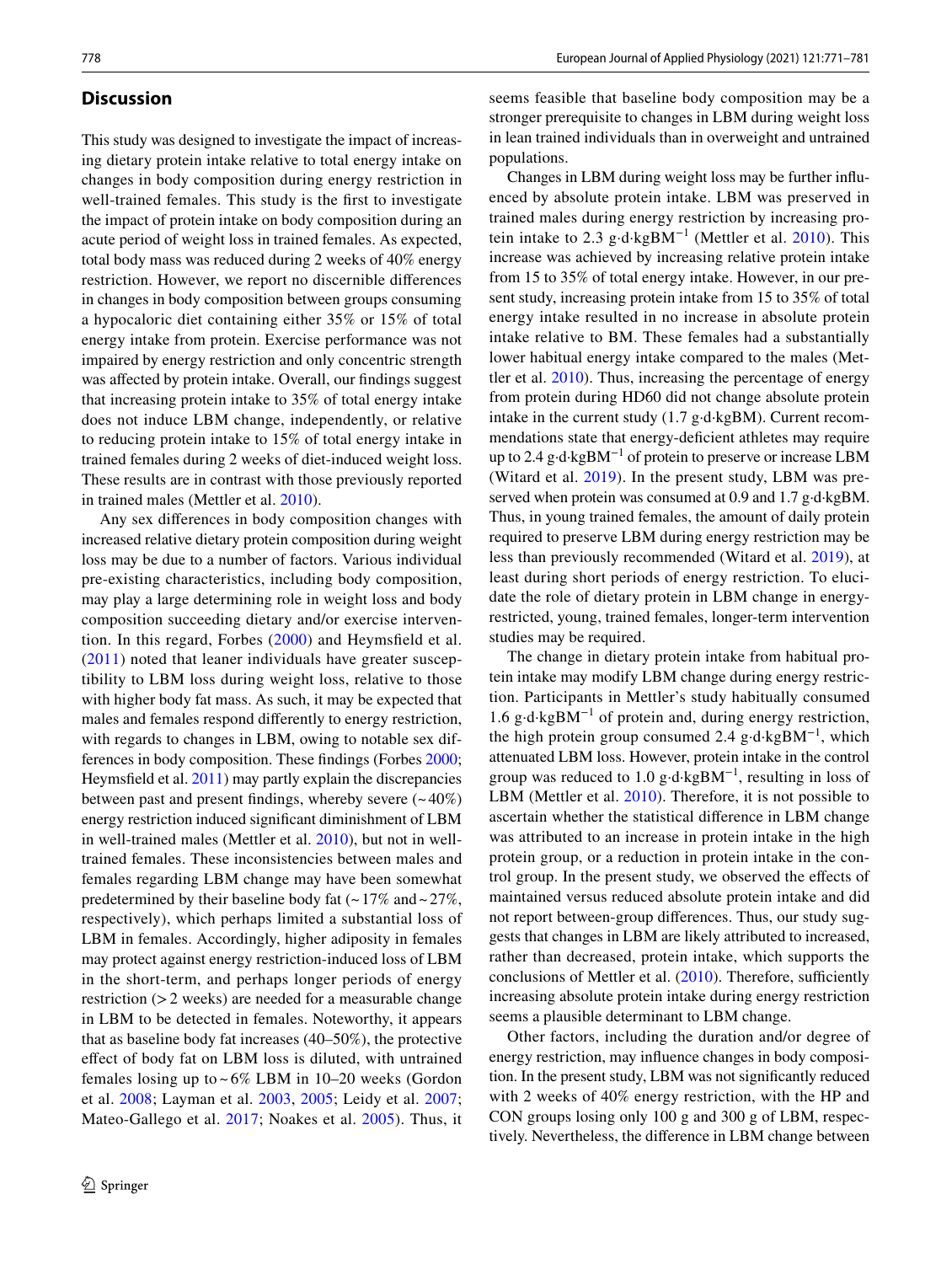## Discussion

This study was designed to investigate the impact of increasing dietary protein intake relative to total energy intake on changes in body composition during energy restriction in well-trained females. This study is the first to investigate the impact of protein intake on body composition during an acute period of weight loss in trained females. As expected, total body mass was reduced during 2 weeks of 40% energy restriction. However, we report no discernible differences in changes in body composition between groups consuming a hypocaloric diet containing either 35% or 15% of total energy intake from protein. Exercise performance was not impaired by energy restriction and only concentric strength was affected by protein intake. Overall, our findings suggest that increasing protein intake to 35% of total energy intake does not induce LBM change, independently, or relative to reducing protein intake to 15% of total energy intake in trained females during 2 weeks of diet-induced weight loss. These results are in contrast with those previously reported in trained males (Mettler et al. 2010).

Any sex differences in body composition changes with increased relative dietary protein composition during weight loss may be due to a number of factors. Various individual pre-existing characteristics, including body composition, may play a large determining role in weight loss and body composition succeeding dietary and/or exercise intervention. In this regard, Forbes (2000) and Heymsfield et al. (2011) noted that leaner individuals have greater susceptibility to LBM loss during weight loss, relative to those with higher body fat mass. As such, it may be expected that males and females respond differently to energy restriction, with regards to changes in LBM, owing to notable sex differences in body composition. These findings (Forbes 2000; Heymsfield et al. 2011) may partly explain the discrepancies between past and present findings, whereby severe (~40%) energy restriction induced significant diminishment of LBM in well-trained males (Mettler et al. 2010), but not in well-trained females. These inconsistencies between males and females regarding LBM change may have been somewhat predetermined by their baseline body fat (~17% and ~27%, respectively), which perhaps limited a substantial loss of LBM in females. Accordingly, higher adiposity in females may protect against energy restriction-induced loss of LBM in the short-term, and perhaps longer periods of energy restriction (> 2 weeks) are needed for a measurable change in LBM to be detected in females. Noteworthy, it appears that as baseline body fat increases (40–50%), the protective effect of body fat on LBM loss is diluted, with untrained females losing up to ~6% LBM in 10–20 weeks (Gordon et al. 2008; Layman et al. 2003, 2005; Leidy et al. 2007; Mateo-Gallego et al. 2017; Noakes et al. 2005). Thus, it seems feasible that baseline body composition may be a stronger prerequisite to changes in LBM during weight loss in lean trained individuals than in overweight and untrained populations.

Changes in LBM during weight loss may be further influenced by absolute protein intake. LBM was preserved in trained males during energy restriction by increasing protein intake to 2.3 g·d·kgBM$^{-1}$ (Mettler et al. 2010). This increase was achieved by increasing relative protein intake from 15 to 35% of total energy intake. However, in our present study, increasing protein intake from 15 to 35% of total energy intake resulted in no increase in absolute protein intake relative to BM. These females had a substantially lower habitual energy intake compared to the males (Mettler et al. 2010). Thus, increasing the percentage of energy from protein during HD60 did not change absolute protein intake in the current study (1.7 g·d·kgBM). Current recommendations state that energy-deficient athletes may require up to 2.4 g·d·kgBM$^{-1}$ of protein to preserve or increase LBM (Witard et al. 2019). In the present study, LBM was preserved when protein was consumed at 0.9 and 1.7 g·d·kgBM. Thus, in young trained females, the amount of daily protein required to preserve LBM during energy restriction may be less than previously recommended (Witard et al. 2019), at least during short periods of energy restriction. To elucidate the role of dietary protein in LBM change in energy-restricted, young, trained females, longer-term intervention studies may be required.

The change in dietary protein intake from habitual protein intake may modify LBM change during energy restriction. Participants in Mettler's study habitually consumed 1.6 g·d·kgBM$^{-1}$ of protein and, during energy restriction, the high protein group consumed 2.4 g·d·kgBM$^{-1}$, which attenuated LBM loss. However, protein intake in the control group was reduced to 1.0 g·d·kgBM$^{-1}$, resulting in loss of LBM (Mettler et al. 2010). Therefore, it is not possible to ascertain whether the statistical difference in LBM change was attributed to an increase in protein intake in the high protein group, or a reduction in protein intake in the control group. In the present study, we observed the effects of maintained versus reduced absolute protein intake and did not report between-group differences. Thus, our study suggests that changes in LBM are likely attributed to increased, rather than decreased, protein intake, which supports the conclusions of Mettler et al. (2010). Therefore, sufficiently increasing absolute protein intake during energy restriction seems a plausible determinant to LBM change.

Other factors, including the duration and/or degree of energy restriction, may influence changes in body composition. In the present study, LBM was not significantly reduced with 2 weeks of 40% energy restriction, with the HP and CON groups losing only 100 g and 300 g of LBM, respectively. Nevertheless, the difference in LBM change between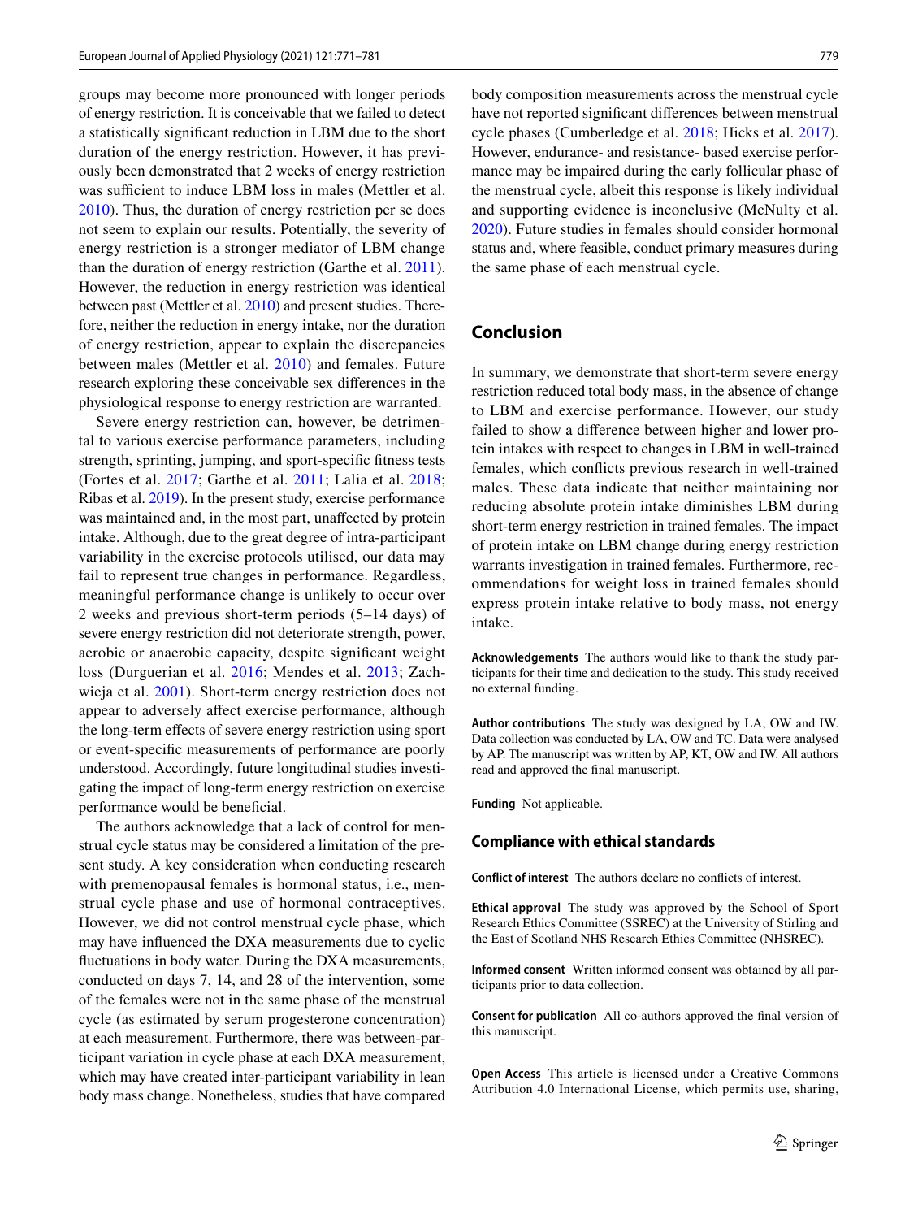groups may become more pronounced with longer periods of energy restriction. It is conceivable that we failed to detect a statistically significant reduction in LBM due to the short duration of the energy restriction. However, it has previously been demonstrated that 2 weeks of energy restriction was sufficient to induce LBM loss in males (Mettler et al. 2010). Thus, the duration of energy restriction per se does not seem to explain our results. Potentially, the severity of energy restriction is a stronger mediator of LBM change than the duration of energy restriction (Garthe et al. 2011). However, the reduction in energy restriction was identical between past (Mettler et al. 2010) and present studies. Therefore, neither the reduction in energy intake, nor the duration of energy restriction, appear to explain the discrepancies between males (Mettler et al. 2010) and females. Future research exploring these conceivable sex differences in the physiological response to energy restriction are warranted.

Severe energy restriction can, however, be detrimental to various exercise performance parameters, including strength, sprinting, jumping, and sport-specific fitness tests (Fortes et al. 2017; Garthe et al. 2011; Lalia et al. 2018; Ribas et al. 2019). In the present study, exercise performance was maintained and, in the most part, unaffected by protein intake. Although, due to the great degree of intra-participant variability in the exercise protocols utilised, our data may fail to represent true changes in performance. Regardless, meaningful performance change is unlikely to occur over 2 weeks and previous short-term periods (5–14 days) of severe energy restriction did not deteriorate strength, power, aerobic or anaerobic capacity, despite significant weight loss (Durguerian et al. 2016; Mendes et al. 2013; Zachwieja et al. 2001). Short-term energy restriction does not appear to adversely affect exercise performance, although the long-term effects of severe energy restriction using sport or event-specific measurements of performance are poorly understood. Accordingly, future longitudinal studies investigating the impact of long-term energy restriction on exercise performance would be beneficial.

The authors acknowledge that a lack of control for menstrual cycle status may be considered a limitation of the present study. A key consideration when conducting research with premenopausal females is hormonal status, i.e., menstrual cycle phase and use of hormonal contraceptives. However, we did not control menstrual cycle phase, which may have influenced the DXA measurements due to cyclic fluctuations in body water. During the DXA measurements, conducted on days 7, 14, and 28 of the intervention, some of the females were not in the same phase of the menstrual cycle (as estimated by serum progesterone concentration) at each measurement. Furthermore, there was between-participant variation in cycle phase at each DXA measurement, which may have created inter-participant variability in lean body mass change. Nonetheless, studies that have compared body composition measurements across the menstrual cycle have not reported significant differences between menstrual cycle phases (Cumberledge et al. 2018; Hicks et al. 2017). However, endurance- and resistance- based exercise performance may be impaired during the early follicular phase of the menstrual cycle, albeit this response is likely individual and supporting evidence is inconclusive (McNulty et al. 2020). Future studies in females should consider hormonal status and, where feasible, conduct primary measures during the same phase of each menstrual cycle.

## Conclusion

In summary, we demonstrate that short-term severe energy restriction reduced total body mass, in the absence of change to LBM and exercise performance. However, our study failed to show a difference between higher and lower protein intakes with respect to changes in LBM in well-trained females, which conflicts previous research in well-trained males. These data indicate that neither maintaining nor reducing absolute protein intake diminishes LBM during short-term energy restriction in trained females. The impact of protein intake on LBM change during energy restriction warrants investigation in trained females. Furthermore, recommendations for weight loss in trained females should express protein intake relative to body mass, not energy intake.

**Acknowledgements** The authors would like to thank the study participants for their time and dedication to the study. This study received no external funding.

**Author contributions** The study was designed by LA, OW and IW. Data collection was conducted by LA, OW and TC. Data were analysed by AP. The manuscript was written by AP, KT, OW and IW. All authors read and approved the final manuscript.

**Funding** Not applicable.

### Compliance with ethical standards

**Conflict of interest** The authors declare no conflicts of interest.

**Ethical approval** The study was approved by the School of Sport Research Ethics Committee (SSREC) at the University of Stirling and the East of Scotland NHS Research Ethics Committee (NHSREC).

**Informed consent** Written informed consent was obtained by all participants prior to data collection.

**Consent for publication** All co-authors approved the final version of this manuscript.

**Open Access** This article is licensed under a Creative Commons Attribution 4.0 International License, which permits use, sharing,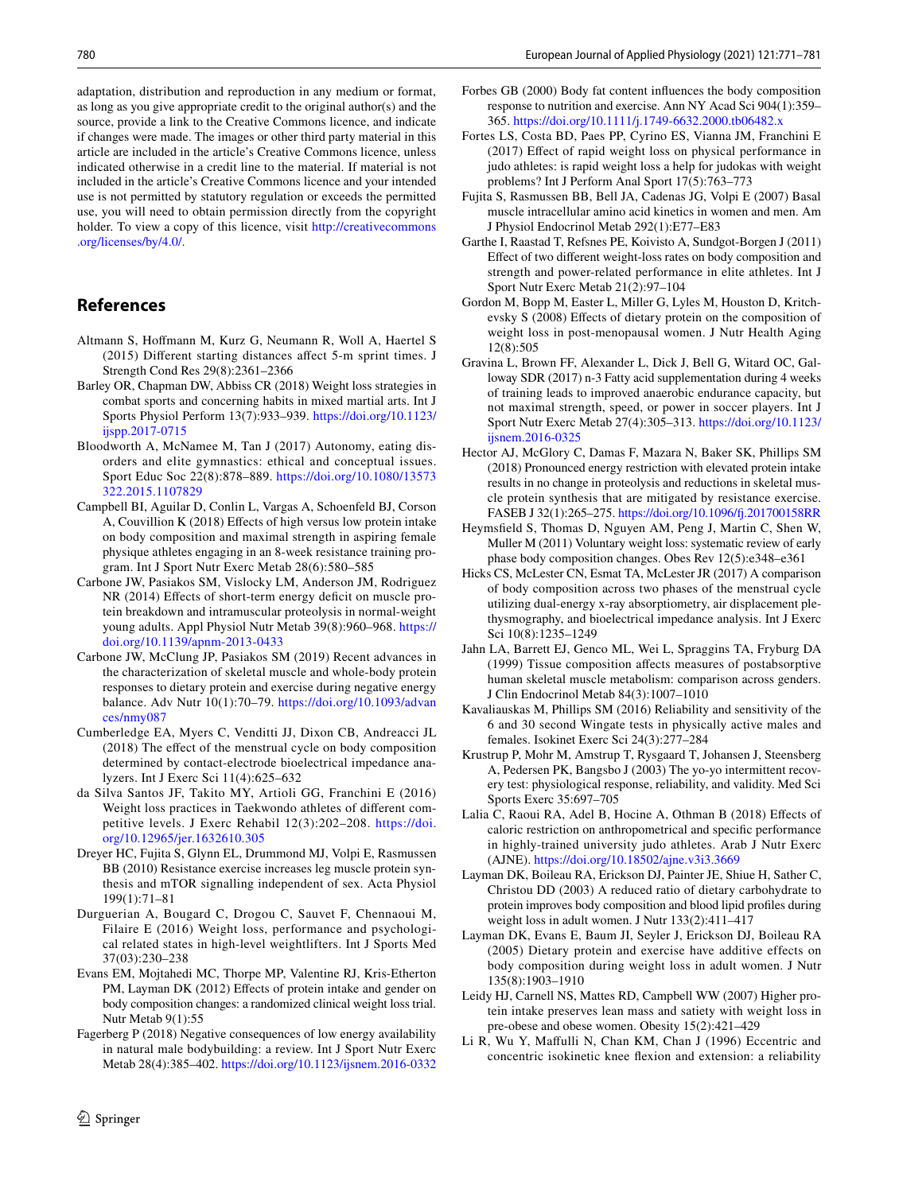adaptation, distribution and reproduction in any medium or format, as long as you give appropriate credit to the original author(s) and the source, provide a link to the Creative Commons licence, and indicate if changes were made. The images or other third party material in this article are included in the article's Creative Commons licence, unless indicated otherwise in a credit line to the material. If material is not included in the article's Creative Commons licence and your intended use is not permitted by statutory regulation or exceeds the permitted use, you will need to obtain permission directly from the copyright holder. To view a copy of this licence, visit http://creativecommons.org/licenses/by/4.0/.

## References

Altmann S, Hoffmann M, Kurz G, Neumann R, Woll A, Haertel S (2015) Different starting distances affect 5-m sprint times. J Strength Cond Res 29(8):2361–2366

Barley OR, Chapman DW, Abbiss CR (2018) Weight loss strategies in combat sports and concerning habits in mixed martial arts. Int J Sports Physiol Perform 13(7):933–939. https://doi.org/10.1123/ijspp.2017-0715

Bloodworth A, McNamee M, Tan J (2017) Autonomy, eating disorders and elite gymnastics: ethical and conceptual issues. Sport Educ Soc 22(8):878–889. https://doi.org/10.1080/13573322.2015.1107829

Campbell BI, Aguilar D, Conlin L, Vargas A, Schoenfeld BJ, Corson A, Couvillion K (2018) Effects of high versus low protein intake on body composition and maximal strength in aspiring female physique athletes engaging in an 8-week resistance training program. Int J Sport Nutr Exerc Metab 28(6):580–585

Carbone JW, Pasiakos SM, Vislocky LM, Anderson JM, Rodriguez NR (2014) Effects of short-term energy deficit on muscle protein breakdown and intramuscular proteolysis in normal-weight young adults. Appl Physiol Nutr Metab 39(8):960–968. https://doi.org/10.1139/apnm-2013-0433

Carbone JW, McClung JP, Pasiakos SM (2019) Recent advances in the characterization of skeletal muscle and whole-body protein responses to dietary protein and exercise during negative energy balance. Adv Nutr 10(1):70–79. https://doi.org/10.1093/advances/nmy087

Cumberledge EA, Myers C, Venditti JJ, Dixon CB, Andreacci JL (2018) The effect of the menstrual cycle on body composition determined by contact-electrode bioelectrical impedance analyzers. Int J Exerc Sci 11(4):625–632

da Silva Santos JF, Takito MY, Artioli GG, Franchini E (2016) Weight loss practices in Taekwondo athletes of different competitive levels. J Exerc Rehabil 12(3):202–208. https://doi.org/10.12965/jer.1632610.305

Dreyer HC, Fujita S, Glynn EL, Drummond MJ, Volpi E, Rasmussen BB (2010) Resistance exercise increases leg muscle protein synthesis and mTOR signalling independent of sex. Acta Physiol 199(1):71–81

Durguerian A, Bougard C, Drogou C, Sauvet F, Chennaoui M, Filaire E (2016) Weight loss, performance and psychological related states in high-level weightlifters. Int J Sports Med 37(03):230–238

Evans EM, Mojtahedi MC, Thorpe MP, Valentine RJ, Kris-Etherton PM, Layman DK (2012) Effects of protein intake and gender on body composition changes: a randomized clinical weight loss trial. Nutr Metab 9(1):55

Fagerberg P (2018) Negative consequences of low energy availability in natural male bodybuilding: a review. Int J Sport Nutr Exerc Metab 28(4):385–402. https://doi.org/10.1123/ijsnem.2016-0332

Forbes GB (2000) Body fat content influences the body composition response to nutrition and exercise. Ann NY Acad Sci 904(1):359–365. https://doi.org/10.1111/j.1749-6632.2000.tb06482.x

Fortes LS, Costa BD, Paes PP, Cyrino ES, Vianna JM, Franchini E (2017) Effect of rapid weight loss on physical performance in judo athletes: is rapid weight loss a help for judokas with weight problems? Int J Perform Anal Sport 17(5):763–773

Fujita S, Rasmussen BB, Bell JA, Cadenas JG, Volpi E (2007) Basal muscle intracellular amino acid kinetics in women and men. Am J Physiol Endocrinol Metab 292(1):E77–E83

Garthe I, Raastad T, Refsnes PE, Koivisto A, Sundgot-Borgen J (2011) Effect of two different weight-loss rates on body composition and strength and power-related performance in elite athletes. Int J Sport Nutr Exerc Metab 21(2):97–104

Gordon M, Bopp M, Easter L, Miller G, Lyles M, Houston D, Kritchevsky S (2008) Effects of dietary protein on the composition of weight loss in post-menopausal women. J Nutr Health Aging 12(8):505

Gravina L, Brown FF, Alexander L, Dick J, Bell G, Witard OC, Galloway SDR (2017) n-3 Fatty acid supplementation during 4 weeks of training leads to improved anaerobic endurance capacity, but not maximal strength, speed, or power in soccer players. Int J Sport Nutr Exerc Metab 27(4):305–313. https://doi.org/10.1123/ijsnem.2016-0325

Hector AJ, McGlory C, Damas F, Mazara N, Baker SK, Phillips SM (2018) Pronounced energy restriction with elevated protein intake results in no change in proteolysis and reductions in skeletal muscle protein synthesis that are mitigated by resistance exercise. FASEB J 32(1):265–275. https://doi.org/10.1096/fj.201700158RR

Heymsfield S, Thomas D, Nguyen AM, Peng J, Martin C, Shen W, Muller M (2011) Voluntary weight loss: systematic review of early phase body composition changes. Obes Rev 12(5):e348–e361

Hicks CS, McLester CN, Esmat TA, McLester JR (2017) A comparison of body composition across two phases of the menstrual cycle utilizing dual-energy x-ray absorptiometry, air displacement plethysmography, and bioelectrical impedance analysis. Int J Exerc Sci 10(8):1235–1249

Jahn LA, Barrett EJ, Genco ML, Wei L, Spraggins TA, Fryburg DA (1999) Tissue composition affects measures of postabsorptive human skeletal muscle metabolism: comparison across genders. J Clin Endocrinol Metab 84(3):1007–1010

Kavaliauskas M, Phillips SM (2016) Reliability and sensitivity of the 6 and 30 second Wingate tests in physically active males and females. Isokinet Exerc Sci 24(3):277–284

Krustrup P, Mohr M, Amstrup T, Rysgaard T, Johansen J, Steensberg A, Pedersen PK, Bangsbo J (2003) The yo-yo intermittent recovery test: physiological response, reliability, and validity. Med Sci Sports Exerc 35:697–705

Lalia C, Raoui RA, Adel B, Hocine A, Othman B (2018) Effects of caloric restriction on anthropometrical and specific performance in highly-trained university judo athletes. Arab J Nutr Exerc (AJNE). https://doi.org/10.18502/ajne.v3i3.3669

Layman DK, Boileau RA, Erickson DJ, Painter JE, Shiue H, Sather C, Christou DD (2003) A reduced ratio of dietary carbohydrate to protein improves body composition and blood lipid profiles during weight loss in adult women. J Nutr 133(2):411–417

Layman DK, Evans E, Baum JI, Seyler J, Erickson DJ, Boileau RA (2005) Dietary protein and exercise have additive effects on body composition during weight loss in adult women. J Nutr 135(8):1903–1910

Leidy HJ, Carnell NS, Mattes RD, Campbell WW (2007) Higher protein intake preserves lean mass and satiety with weight loss in pre-obese and obese women. Obesity 15(2):421–429

Li R, Wu Y, Maffulli N, Chan KM, Chan J (1996) Eccentric and concentric isokinetic knee flexion and extension: a reliability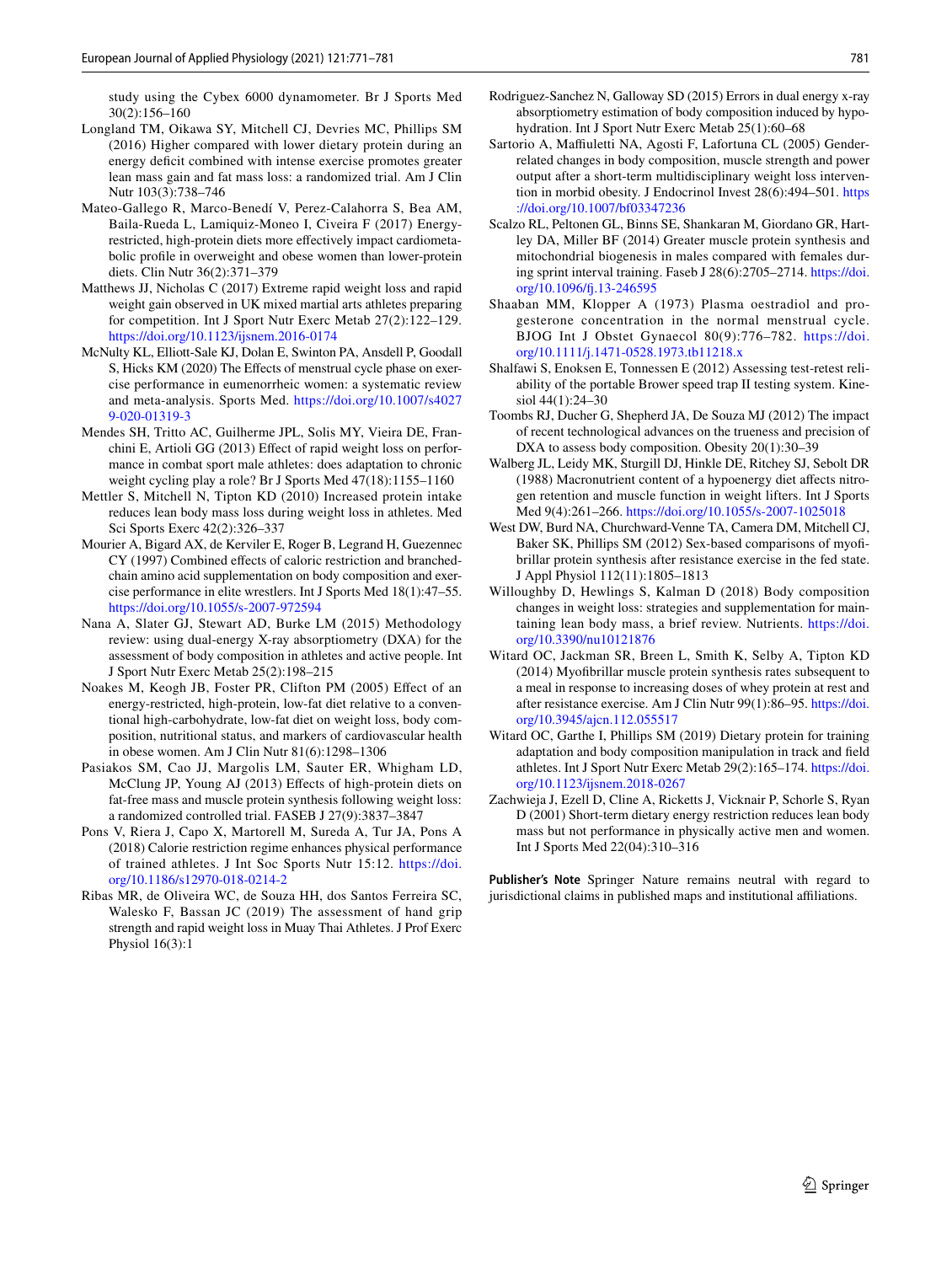study using the Cybex 6000 dynamometer. Br J Sports Med 30(2):156–160

Longland TM, Oikawa SY, Mitchell CJ, Devries MC, Phillips SM (2016) Higher compared with lower dietary protein during an energy deficit combined with intense exercise promotes greater lean mass gain and fat mass loss: a randomized trial. Am J Clin Nutr 103(3):738–746

Mateo-Gallego R, Marco-Benedí V, Perez-Calahorra S, Bea AM, Baila-Rueda L, Lamiquiz-Moneo I, Civeira F (2017) Energy-restricted, high-protein diets more effectively impact cardiometabolic profile in overweight and obese women than lower-protein diets. Clin Nutr 36(2):371–379

Matthews JJ, Nicholas C (2017) Extreme rapid weight loss and rapid weight gain observed in UK mixed martial arts athletes preparing for competition. Int J Sport Nutr Exerc Metab 27(2):122–129. https://doi.org/10.1123/ijsnem.2016-0174

McNulty KL, Elliott-Sale KJ, Dolan E, Swinton PA, Ansdell P, Goodall S, Hicks KM (2020) The Effects of menstrual cycle phase on exercise performance in eumenorrheic women: a systematic review and meta-analysis. Sports Med. https://doi.org/10.1007/s40279-020-01319-3

Mendes SH, Tritto AC, Guilherme JPL, Solis MY, Vieira DE, Franchini E, Artioli GG (2013) Effect of rapid weight loss on performance in combat sport male athletes: does adaptation to chronic weight cycling play a role? Br J Sports Med 47(18):1155–1160

Mettler S, Mitchell N, Tipton KD (2010) Increased protein intake reduces lean body mass loss during weight loss in athletes. Med Sci Sports Exerc 42(2):326–337

Mourier A, Bigard AX, de Kerviler E, Roger B, Legrand H, Guezennec CY (1997) Combined effects of caloric restriction and branched-chain amino acid supplementation on body composition and exercise performance in elite wrestlers. Int J Sports Med 18(1):47–55. https://doi.org/10.1055/s-2007-972594

Nana A, Slater GJ, Stewart AD, Burke LM (2015) Methodology review: using dual-energy X-ray absorptiometry (DXA) for the assessment of body composition in athletes and active people. Int J Sport Nutr Exerc Metab 25(2):198–215

Noakes M, Keogh JB, Foster PR, Clifton PM (2005) Effect of an energy-restricted, high-protein, low-fat diet relative to a conventional high-carbohydrate, low-fat diet on weight loss, body composition, nutritional status, and markers of cardiovascular health in obese women. Am J Clin Nutr 81(6):1298–1306

Pasiakos SM, Cao JJ, Margolis LM, Sauter ER, Whigham LD, McClung JP, Young AJ (2013) Effects of high-protein diets on fat-free mass and muscle protein synthesis following weight loss: a randomized controlled trial. FASEB J 27(9):3837–3847

Pons V, Riera J, Capo X, Martorell M, Sureda A, Tur JA, Pons A (2018) Calorie restriction regime enhances physical performance of trained athletes. J Int Soc Sports Nutr 15:12. https://doi.org/10.1186/s12970-018-0214-2

Ribas MR, de Oliveira WC, de Souza HH, dos Santos Ferreira SC, Walesko F, Bassan JC (2019) The assessment of hand grip strength and rapid weight loss in Muay Thai Athletes. J Prof Exerc Physiol 16(3):1

Rodriguez-Sanchez N, Galloway SD (2015) Errors in dual energy x-ray absorptiometry estimation of body composition induced by hypohydration. Int J Sport Nutr Exerc Metab 25(1):60–68

Sartorio A, Maffiuletti NA, Agosti F, Lafortuna CL (2005) Gender-related changes in body composition, muscle strength and power output after a short-term multidisciplinary weight loss intervention in morbid obesity. J Endocrinol Invest 28(6):494–501. https://doi.org/10.1007/bf03347236

Scalzo RL, Peltonen GL, Binns SE, Shankaran M, Giordano GR, Hartley DA, Miller BF (2014) Greater muscle protein synthesis and mitochondrial biogenesis in males compared with females during sprint interval training. Faseb J 28(6):2705–2714. https://doi.org/10.1096/fj.13-246595

Shaaban MM, Klopper A (1973) Plasma oestradiol and progesterone concentration in the normal menstrual cycle. BJOG Int J Obstet Gynaecol 80(9):776–782. https://doi.org/10.1111/j.1471-0528.1973.tb11218.x

Shalfawi S, Enoksen E, Tonnessen E (2012) Assessing test-retest reliability of the portable Brower speed trap II testing system. Kinesiol 44(1):24–30

Toombs RJ, Ducher G, Shepherd JA, De Souza MJ (2012) The impact of recent technological advances on the trueness and precision of DXA to assess body composition. Obesity 20(1):30–39

Walberg JL, Leidy MK, Sturgill DJ, Hinkle DE, Ritchey SJ, Sebolt DR (1988) Macronutrient content of a hypoenergy diet affects nitrogen retention and muscle function in weight lifters. Int J Sports Med 9(4):261–266. https://doi.org/10.1055/s-2007-1025018

West DW, Burd NA, Churchward-Venne TA, Camera DM, Mitchell CJ, Baker SK, Phillips SM (2012) Sex-based comparisons of myofibrillar protein synthesis after resistance exercise in the fed state. J Appl Physiol 112(11):1805–1813

Willoughby D, Hewlings S, Kalman D (2018) Body composition changes in weight loss: strategies and supplementation for maintaining lean body mass, a brief review. Nutrients. https://doi.org/10.3390/nu10121876

Witard OC, Jackman SR, Breen L, Smith K, Selby A, Tipton KD (2014) Myofibrillar muscle protein synthesis rates subsequent to a meal in response to increasing doses of whey protein at rest and after resistance exercise. Am J Clin Nutr 99(1):86–95. https://doi.org/10.3945/ajcn.112.055517

Witard OC, Garthe I, Phillips SM (2019) Dietary protein for training adaptation and body composition manipulation in track and field athletes. Int J Sport Nutr Exerc Metab 29(2):165–174. https://doi.org/10.1123/ijsnem.2018-0267

Zachwieja J, Ezell D, Cline A, Ricketts J, Vicknair P, Schorle S, Ryan D (2001) Short-term dietary energy restriction reduces lean body mass but not performance in physically active men and women. Int J Sports Med 22(04):310–316

**Publisher's Note** Springer Nature remains neutral with regard to jurisdictional claims in published maps and institutional affiliations.